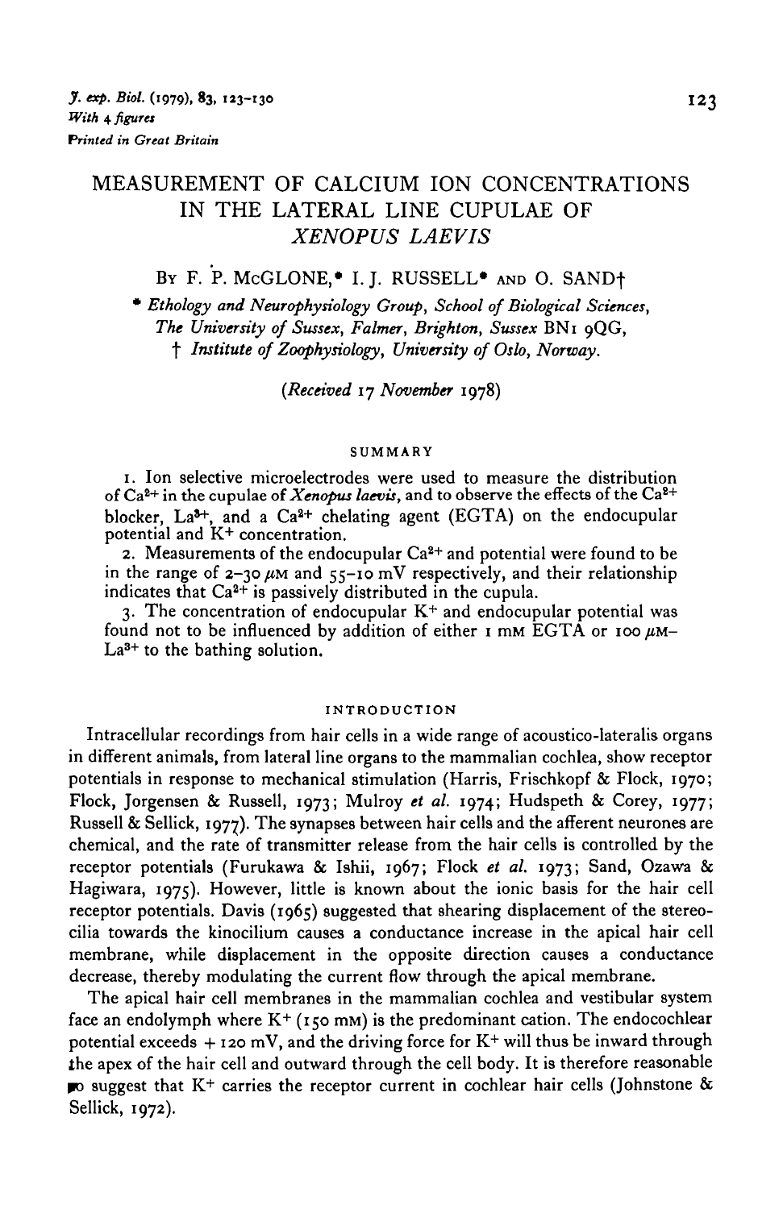# MEASUREMENT OF CALCIUM ION CONCENTRATIONS IN THE LATERAL LINE CUPULAE OF *XENOPUS LAEVIS*

BY F. P. McGLONE,* I. J. RUSSELL* AND O. SAND†

\* *Ethology and Neurophysiology Group, School of Biological Sciences, The University of Sussex, Falmer, Brighton, Sussex BN1 9QG,*
† *Institute of Zoophysiology, University of Oslo, Norway.*

*(Received 17 November 1978)*

## SUMMARY

1. Ion selective microelectrodes were used to measure the distribution of $Ca^{2+}$ in the cupulae of *Xenopus laevis*, and to observe the effects of the $Ca^{2+}$ blocker, $La^{3+}$, and a $Ca^{2+}$ chelating agent (EGTA) on the endocupular potential and $K^+$ concentration.

2. Measurements of the endocupular $Ca^{2+}$ and potential were found to be in the range of 2–30 $\mu$M and 55–10 mV respectively, and their relationship indicates that $Ca^{2+}$ is passively distributed in the cupula.

3. The concentration of endocupular $K^+$ and endocupular potential was found not to be influenced by addition of either 1 mM EGTA or 100 $\mu$M-$La^{3+}$ to the bathing solution.

## INTRODUCTION

Intracellular recordings from hair cells in a wide range of acoustico-lateralis organs in different animals, from lateral line organs to the mammalian cochlea, show receptor potentials in response to mechanical stimulation (Harris, Frischkopf & Flock, 1970; Flock, Jorgensen & Russell, 1973; Mulroy *et al.* 1974; Hudspeth & Corey, 1977; Russell & Sellick, 1977). The synapses between hair cells and the afferent neurones are chemical, and the rate of transmitter release from the hair cells is controlled by the receptor potentials (Furukawa & Ishii, 1967; Flock *et al.* 1973; Sand, Ozawa & Hagiwara, 1975). However, little is known about the ionic basis for the hair cell receptor potentials. Davis (1965) suggested that shearing displacement of the stereocilia towards the kinocilium causes a conductance increase in the apical hair cell membrane, while displacement in the opposite direction causes a conductance decrease, thereby modulating the current flow through the apical membrane.

The apical hair cell membranes in the mammalian cochlea and vestibular system face an endolymph where $K^+$ (150 mM) is the predominant cation. The endocochlear potential exceeds +120 mV, and the driving force for $K^+$ will thus be inward through the apex of the hair cell and outward through the cell body. It is therefore reasonable to suggest that $K^+$ carries the receptor current in cochlear hair cells (Johnstone & Sellick, 1972).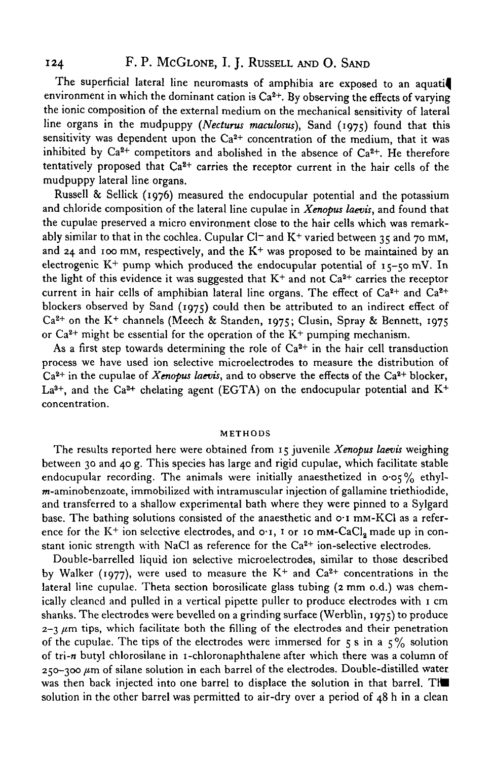The superficial lateral line neuromasts of amphibia are exposed to an aquatic environment in which the dominant cation is $Ca^{2+}$. By observing the effects of varying the ionic composition of the external medium on the mechanical sensitivity of lateral line organs in the mudpuppy (*Necturus maculosus*), Sand (1975) found that this sensitivity was dependent upon the $Ca^{2+}$ concentration of the medium, that it was inhibited by $Ca^{2+}$ competitors and abolished in the absence of $Ca^{2+}$. He therefore tentatively proposed that $Ca^{2+}$ carries the receptor current in the hair cells of the mudpuppy lateral line organs.

Russell & Sellick (1976) measured the endocupular potential and the potassium and chloride composition of the lateral line cupulae in *Xenopus laevis*, and found that the cupulae preserved a micro environment close to the hair cells which was remarkably similar to that in the cochlea. Cupular $Cl^-$ and $K^+$ varied between 35 and 70 mM, and 24 and 100 mM, respectively, and the $K^+$ was proposed to be maintained by an electrogenic $K^+$ pump which produced the endocupular potential of 15–50 mV. In the light of this evidence it was suggested that $K^+$ and not $Ca^{2+}$ carries the receptor current in hair cells of amphibian lateral line organs. The effect of $Ca^{2+}$ and $Ca^{2+}$ blockers observed by Sand (1975) could then be attributed to an indirect effect of $Ca^{2+}$ on the $K^+$ channels (Meech & Standen, 1975; Clusin, Spray & Bennett, 1975 or $Ca^{2+}$ might be essential for the operation of the $K^+$ pumping mechanism.

As a first step towards determining the role of $Ca^{2+}$ in the hair cell transduction process we have used ion selective microelectrodes to measure the distribution of $Ca^{2+}$ in the cupulae of *Xenopus laevis*, and to observe the effects of the $Ca^{2+}$ blocker, $La^{3+}$, and the $Ca^{2+}$ chelating agent (EGTA) on the endocupular potential and $K^+$ concentration.

## METHODS

The results reported here were obtained from 15 juvenile *Xenopus laevis* weighing between 30 and 40 g. This species has large and rigid cupulae, which facilitate stable endocupular recording. The animals were initially anaesthetized in 0·05% ethyl-*m*-aminobenzoate, immobilized with intramuscular injection of gallamine triethiodide, and transferred to a shallow experimental bath where they were pinned to a Sylgard base. The bathing solutions consisted of the anaesthetic and 0·1 mM-KCl as a reference for the $K^+$ ion selective electrodes, and 0·1, 1 or 10 mM-$CaCl_2$ made up in constant ionic strength with NaCl as reference for the $Ca^{2+}$ ion-selective electrodes.

Double-barrelled liquid ion selective microelectrodes, similar to those described by Walker (1977), were used to measure the $K^+$ and $Ca^{2+}$ concentrations in the lateral line cupulae. Theta section borosilicate glass tubing (2 mm o.d.) was chemically cleaned and pulled in a vertical pipette puller to produce electrodes with 1 cm shanks. The electrodes were bevelled on a grinding surface (Werblin, 1975) to produce 2–3 μm tips, which facilitate both the filling of the electrodes and their penetration of the cupulae. The tips of the electrodes were immersed for 5 s in a 5% solution of tri-*n* butyl chlorosilane in 1-chloronaphthalene after which there was a column of 250–300 μm of silane solution in each barrel of the electrodes. Double-distilled water was then back injected into one barrel to displace the solution in that barrel. The solution in the other barrel was permitted to air-dry over a period of 48 h in a clean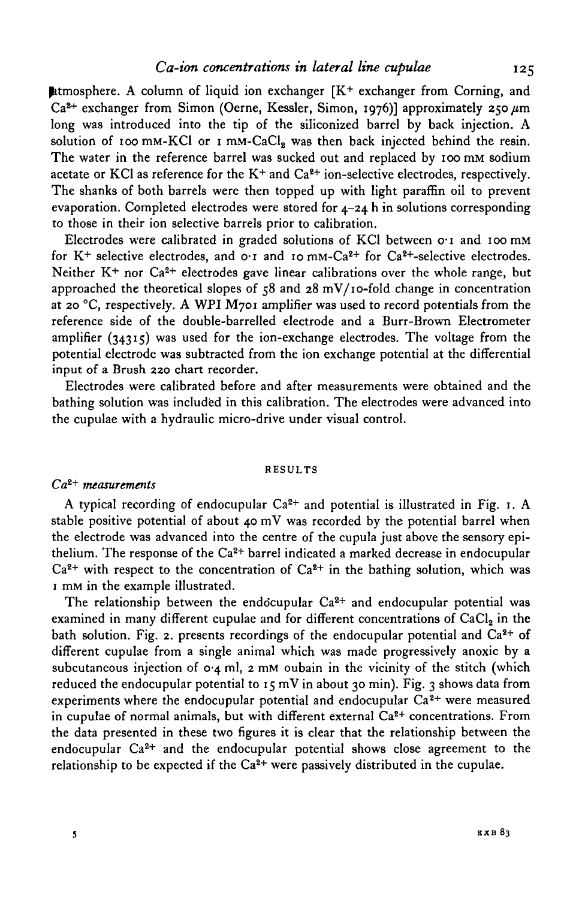atmosphere. A column of liquid ion exchanger [$K^+$ exchanger from Corning, and $Ca^{2+}$ exchanger from Simon (Oerne, Kessler, Simon, 1976)] approximately 250 μm long was introduced into the tip of the siliconized barrel by back injection. A solution of 100 mM-KCl or 1 mM-$CaCl_2$ was then back injected behind the resin. The water in the reference barrel was sucked out and replaced by 100 mM sodium acetate or KCl as reference for the $K^+$ and $Ca^{2+}$ ion-selective electrodes, respectively. The shanks of both barrels were then topped up with light paraffin oil to prevent evaporation. Completed electrodes were stored for 4–24 h in solutions corresponding to those in their ion selective barrels prior to calibration.

Electrodes were calibrated in graded solutions of KCl between 0·1 and 100 mM for $K^+$ selective electrodes, and 0·1 and 10 mM-$Ca^{2+}$ for $Ca^{2+}$-selective electrodes. Neither $K^+$ nor $Ca^{2+}$ electrodes gave linear calibrations over the whole range, but approached the theoretical slopes of 58 and 28 mV/10-fold change in concentration at 20 °C, respectively. A WPI M701 amplifier was used to record potentials from the reference side of the double-barrelled electrode and a Burr-Brown Electrometer amplifier (34315) was used for the ion-exchange electrodes. The voltage from the potential electrode was subtracted from the ion exchange potential at the differential input of a Brush 220 chart recorder.

Electrodes were calibrated before and after measurements were obtained and the bathing solution was included in this calibration. The electrodes were advanced into the cupulae with a hydraulic micro-drive under visual control.

## RESULTS

### *$Ca^{2+}$ measurements*

A typical recording of endocupular $Ca^{2+}$ and potential is illustrated in Fig. 1. A stable positive potential of about 40 mV was recorded by the potential barrel when the electrode was advanced into the centre of the cupula just above the sensory epithelium. The response of the $Ca^{2+}$ barrel indicated a marked decrease in endocupular $Ca^{2+}$ with respect to the concentration of $Ca^{2+}$ in the bathing solution, which was 1 mM in the example illustrated.

The relationship between the endocupular $Ca^{2+}$ and endocupular potential was examined in many different cupulae and for different concentrations of $CaCl_2$ in the bath solution. Fig. 2. presents recordings of the endocupular potential and $Ca^{2+}$ of different cupulae from a single animal which was made progressively anoxic by a subcutaneous injection of 0·4 ml, 2 mM oubain in the vicinity of the stitch (which reduced the endocupular potential to 15 mV in about 30 min). Fig. 3 shows data from experiments where the endocupular potential and endocupular $Ca^{2+}$ were measured in cupulae of normal animals, but with different external $Ca^{2+}$ concentrations. From the data presented in these two figures it is clear that the relationship between the endocupular $Ca^{2+}$ and the endocupular potential shows close agreement to the relationship to be expected if the $Ca^{2+}$ were passively distributed in the cupulae.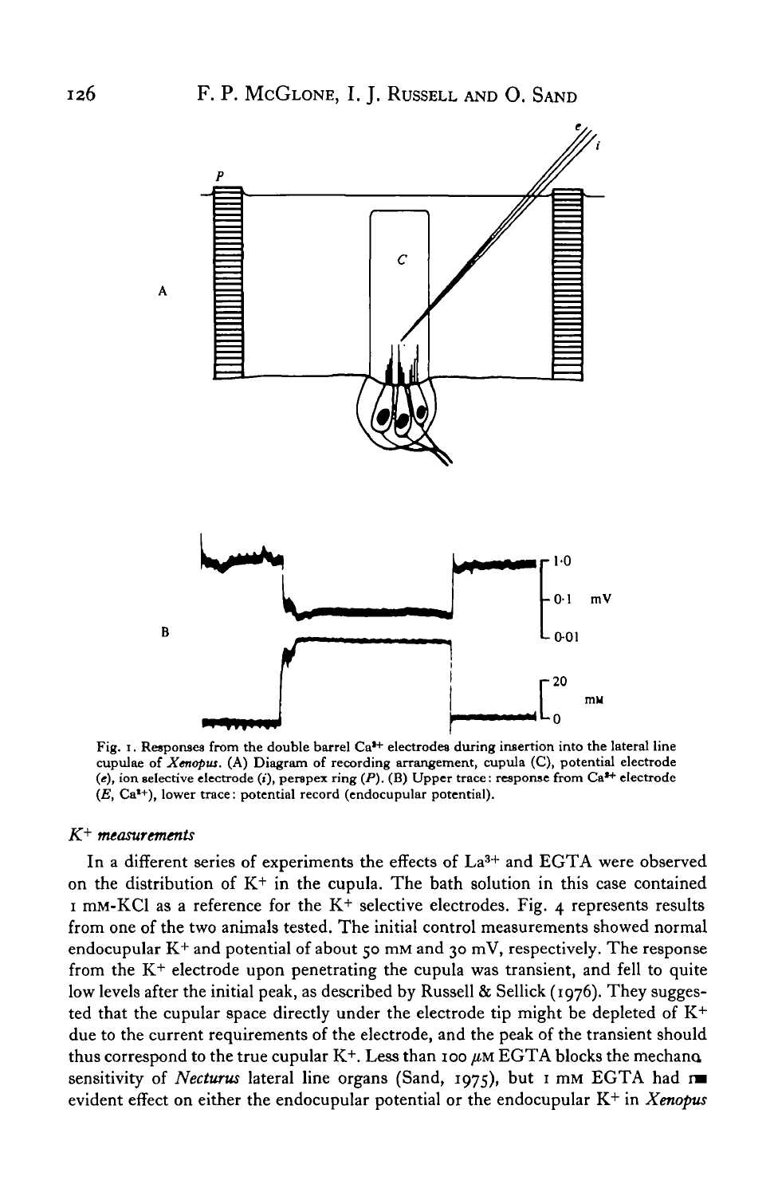Fig. 1. Responses from the double barrel $Ca^{2+}$ electrodes during insertion into the lateral line cupulae of *Xenopus*. (A) Diagram of recording arrangement, cupula (C), potential electrode (*e*), ion selective electrode (*i*), perspex ring (*P*). (B) Upper trace: response from $Ca^{2+}$ electrode (*E*, $Ca^{2+}$), lower trace: potential record (endocupular potential).

### $K^+$ *measurements*

In a different series of experiments the effects of $La^{3+}$ and EGTA were observed on the distribution of $K^+$ in the cupula. The bath solution in this case contained 1 mM-KCl as a reference for the $K^+$ selective electrodes. Fig. 4 represents results from one of the two animals tested. The initial control measurements showed normal endocupular $K^+$ and potential of about 50 mM and 30 mV, respectively. The response from the $K^+$ electrode upon penetrating the cupula was transient, and fell to quite low levels after the initial peak, as described by Russell & Sellick (1976). They suggested that the cupular space directly under the electrode tip might be depleted of $K^+$ due to the current requirements of the electrode, and the peak of the transient should thus correspond to the true cupular $K^+$. Less than 100 $\mu$M EGTA blocks the mechano sensitivity of *Necturus* lateral line organs (Sand, 1975), but 1 mM EGTA had no evident effect on either the endocupular potential or the endocupular $K^+$ in *Xenopus*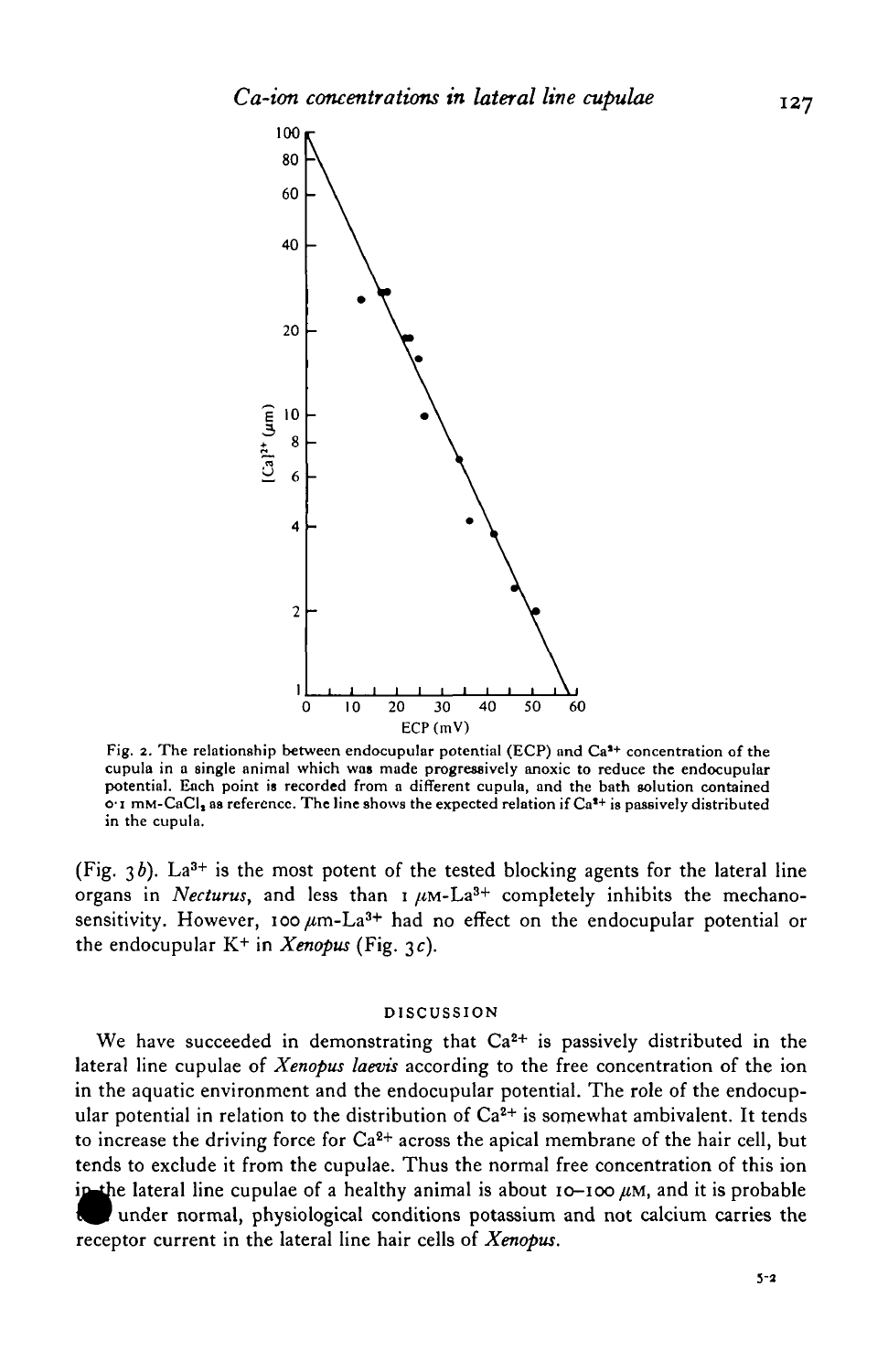Fig. 2. The relationship between endocupular potential (ECP) and $Ca^{2+}$ concentration of the cupula in a single animal which was made progressively anoxic to reduce the endocupular potential. Each point is recorded from a different cupula, and the bath solution contained 0·1 mM-$CaCl_2$ as reference. The line shows the expected relation if $Ca^{2+}$ is passively distributed in the cupula.

(Fig. 3*b*). $La^{3+}$ is the most potent of the tested blocking agents for the lateral line organs in *Necturus*, and less than 1 $\mu$M-$La^{3+}$ completely inhibits the mechanosensitivity. However, 100 $\mu$m-$La^{3+}$ had no effect on the endocupular potential or the endocupular $K^+$ in *Xenopus* (Fig. 3*c*).

## DISCUSSION

We have succeeded in demonstrating that $Ca^{2+}$ is passively distributed in the lateral line cupulae of *Xenopus laevis* according to the free concentration of the ion in the aquatic environment and the endocupular potential. The role of the endocupular potential in relation to the distribution of $Ca^{2+}$ is somewhat ambivalent. It tends to increase the driving force for $Ca^{2+}$ across the apical membrane of the hair cell, but tends to exclude it from the cupulae. Thus the normal free concentration of this ion in the lateral line cupulae of a healthy animal is about 10–100 $\mu$M, and it is probable that under normal, physiological conditions potassium and not calcium carries the receptor current in the lateral line hair cells of *Xenopus*.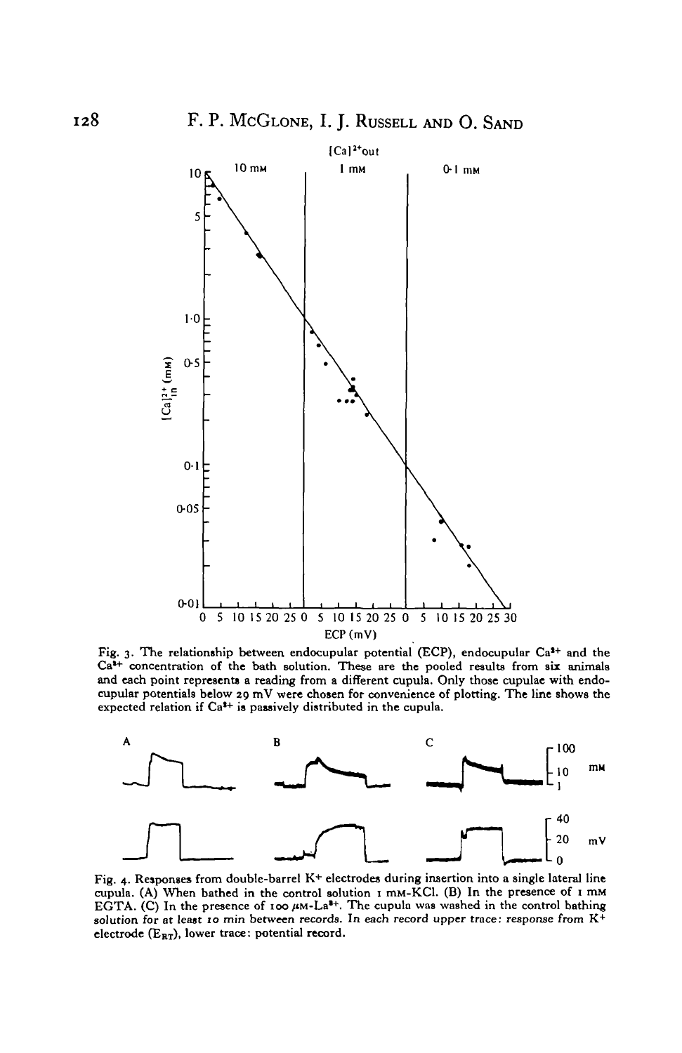Fig. 3. The relationship between endocupular potential (ECP), endocupular $Ca^{2+}$ and the $Ca^{2+}$ concentration of the bath solution. These are the pooled results from six animals and each point represents a reading from a different cupula. Only those cupulae with endocupular potentials below 29 mV were chosen for convenience of plotting. The line shows the expected relation if $Ca^{2+}$ is passively distributed in the cupula.

Fig. 4. Responses from double-barrel $K^+$ electrodes during insertion into a single lateral line cupula. (A) When bathed in the control solution 1 mM-KCl. (B) In the presence of 1 mM EGTA. (C) In the presence of 100 $\mu$M-$La^{3+}$. The cupula was washed in the control bathing solution for at least 10 min between records. In each record upper trace: response from $K^+$ electrode ($E_{RT}$), lower trace: potential record.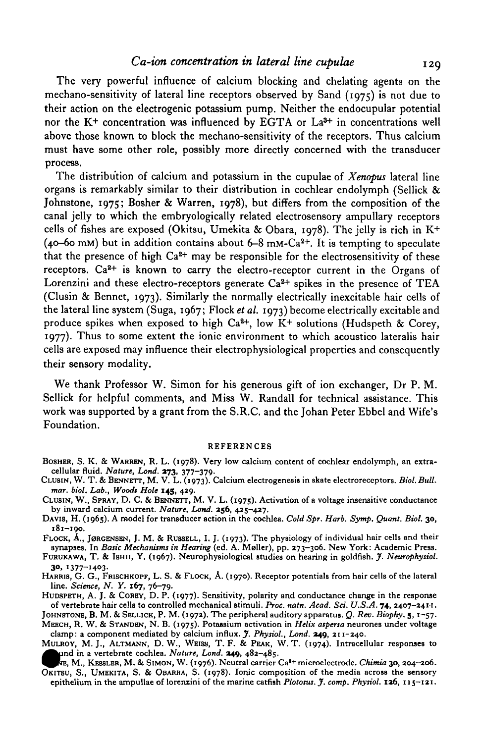The very powerful influence of calcium blocking and chelating agents on the mechano-sensitivity of lateral line receptors observed by Sand (1975) is not due to their action on the electrogenic potassium pump. Neither the endocupular potential nor the $K^+$ concentration was influenced by EGTA or $La^{3+}$ in concentrations well above those known to block the mechano-sensitivity of the receptors. Thus calcium must have some other role, possibly more directly concerned with the transducer process.

The distribution of calcium and potassium in the cupulae of *Xenopus* lateral line organs is remarkably similar to their distribution in cochlear endolymph (Sellick & Johnstone, 1975; Bosher & Warren, 1978), but differs from the composition of the canal jelly to which the embryologically related electrosensory ampullary receptors cells of fishes are exposed (Okitsu, Umekita & Obara, 1978). The jelly is rich in $K^+$ (40–60 mM) but in addition contains about 6–8 mM-$Ca^{2+}$. It is tempting to speculate that the presence of high $Ca^{2+}$ may be responsible for the electrosensitivity of these receptors. $Ca^{2+}$ is known to carry the electro-receptor current in the Organs of Lorenzini and these electro-receptors generate $Ca^{2+}$ spikes in the presence of TEA (Clusin & Bennet, 1973). Similarly the normally electrically inexcitable hair cells of the lateral line system (Suga, 1967; Flock *et al.* 1973) become electrically excitable and produce spikes when exposed to high $Ca^{2+}$, low $K^+$ solutions (Hudspeth & Corey, 1977). Thus to some extent the ionic environment to which acoustico lateralis hair cells are exposed may influence their electrophysiological properties and consequently their sensory modality.

We thank Professor W. Simon for his generous gift of ion exchanger, Dr P. M. Sellick for helpful comments, and Miss W. Randall for technical assistance. This work was supported by a grant from the S.R.C. and the Johan Peter Ebbel and Wife's Foundation.

## REFERENCES

Bosher, S. K. & Warren, R. L. (1978). Very low calcium content of cochlear endolymph, an extracellular fluid. *Nature, Lond.* **273**, 377–379.

Clusin, W. T. & Bennett, M. V. L. (1973). Calcium electrogenesis in skate electroreceptors. *Biol. Bull. mar. biol. Lab., Woods Hole* **145**, 429.

Clusin, W., Spray, D. C. & Bennett, M. V. L. (1975). Activation of a voltage insensitive conductance by inward calcium current. *Nature, Lond.* **256**, 425–427.

Davis, H. (1965). A model for transducer action in the cochlea. *Cold Spr. Harb. Symp. Quant. Biol.* **30**, 181–190.

Flock, Å., Jørgensen, J. M. & Russell, I. J. (1973). The physiology of individual hair cells and their synapses. In *Basic Mechanisms in Hearing* (ed. A. Møller), pp. 273–306. New York: Academic Press.

Furukawa, T. & Ishii, Y. (1967). Neurophysiological studies on hearing in goldfish. *J. Neurophysiol.* **30**, 1377–1403.

Harris, G. G., Frischkopf, L. S. & Flock, Å. (1970). Receptor potentials from hair cells of the lateral line. *Science, N. Y.* **167**, 76–79.

Hudspeth, A. J. & Corey, D. P. (1977). Sensitivity, polarity and conductance change in the response of vertebrate hair cells to controlled mechanical stimuli. *Proc. natn. Acad. Sci. U.S.A.* **74**, 2407–2411.

Johnstone, B. M. & Sellick, P. M. (1972). The peripheral auditory apparatus. *Q. Rev. Biophy.* **5**, 1–57.

Meech, R. W. & Standen, N. B. (1975). Potassium activation in *Helix aspersa* neurones under voltage clamp: a component mediated by calcium influx. *J. Physiol., Lond.* **249**, 211–240.

Mulroy, M. J., Altmann, D. W., Weiss, T. F. & Peak, W. T. (1974). Intracellular responses to sound in a vertebrate cochlea. *Nature, Lond.* **249**, 482–485.

[...]ne, M., Kessler, M. & Simon, W. (1976). Neutral carrier $Ca^{2+}$ microelectrode. *Chimia* **30**, 204–206.

Okitsu, S., Umekita, S. & Obarra, S. (1978). Ionic composition of the media across the sensory epithelium in the ampullae of lorenzini of the marine catfish *Plotosus*. *J. comp. Physiol.* **126**, 115–121.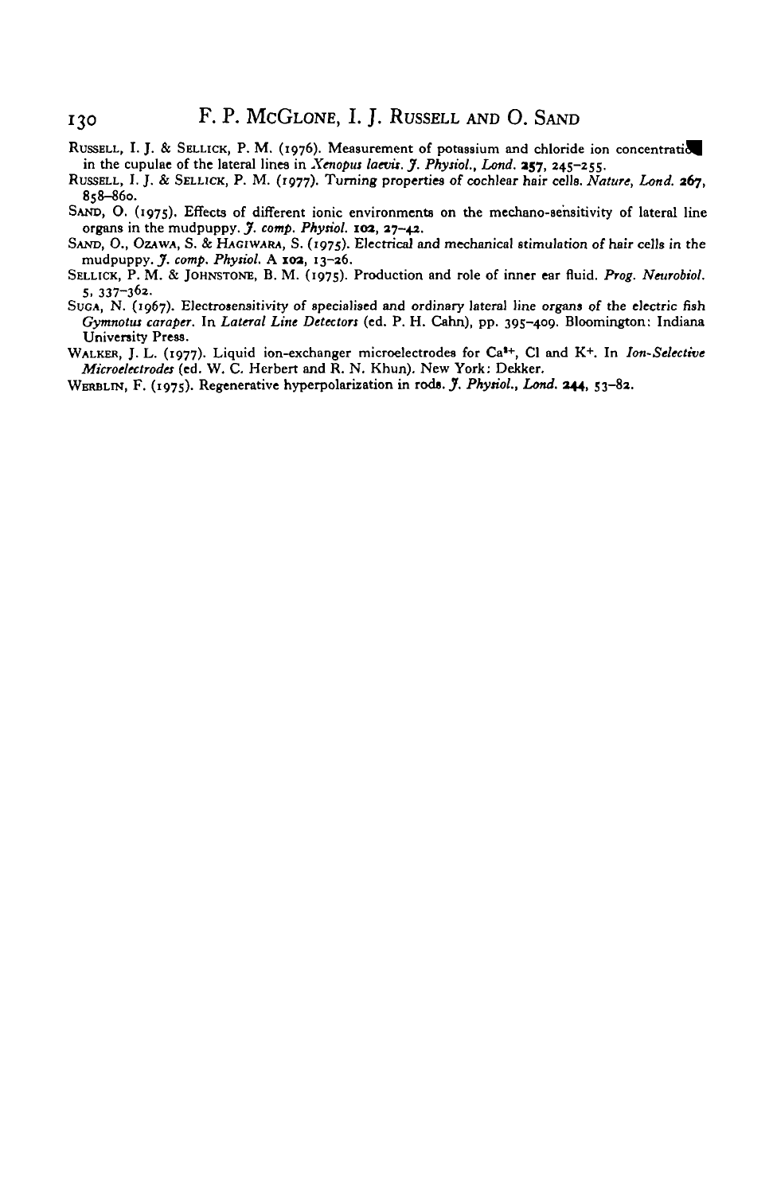Russell, I. J. & Sellick, P. M. (1976). Measurement of potassium and chloride ion concentration in the cupulae of the lateral lines in *Xenopus laevis*. *J. Physiol., Lond.* **257**, 245–255.

Russell, I. J. & Sellick, P. M. (1977). Turning properties of cochlear hair cells. *Nature, Lond.* **267**, 858–860.

Sand, O. (1975). Effects of different ionic environments on the mechano-sensitivity of lateral line organs in the mudpuppy. *J. comp. Physiol.* **102**, 27–42.

Sand, O., Ozawa, S. & Hagiwara, S. (1975). Electrical and mechanical stimulation of hair cells in the mudpuppy. *J. comp. Physiol.* A **102**, 13–26.

Sellick, P. M. & Johnstone, B. M. (1975). Production and role of inner ear fluid. *Prog. Neurobiol.* 5, 337–362.

Suga, N. (1967). Electrosensitivity of specialised and ordinary lateral line organs of the electric fish *Gymnotus caraper*. In *Lateral Line Detectors* (ed. P. H. Cahn), pp. 395–409. Bloomington: Indiana University Press.

Walker, J. L. (1977). Liquid ion-exchanger microelectrodes for $Ca^{2+}$, Cl and $K^{+}$. In *Ion-Selective Microelectrodes* (ed. W. C. Herbert and R. N. Khun). New York: Dekker.

Werblin, F. (1975). Regenerative hyperpolarization in rods. *J. Physiol., Lond.* **244**, 53–82.